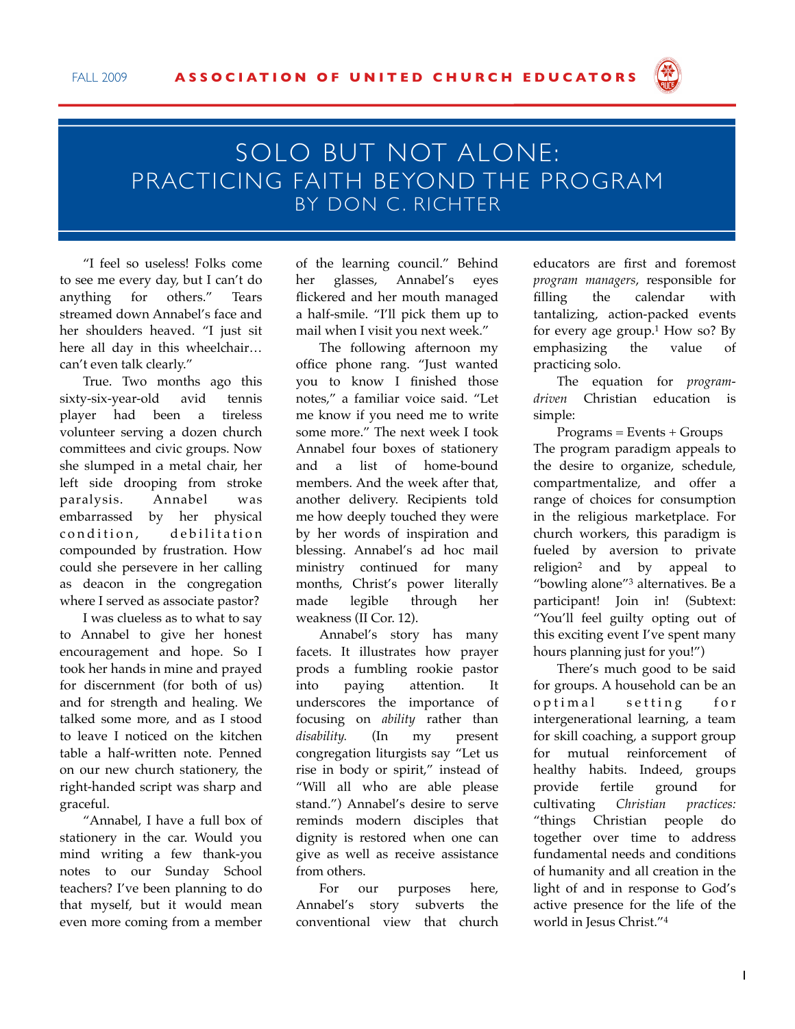# SOLO BUT NOT ALONE: PRACTICING FAITH BEYOND THE PROGRAM

## BY DON C. RICHTER

"I feel so useless! Folks come to see me every day, but I can't do anything for others." Tears streamed down Annabel's face and her shoulders heaved. "I just sit here all day in this wheelchair… can't even talk clearly."

True. Two months ago this sixty-six-year-old avid tennis player had been a tireless volunteer serving a dozen church committees and civic groups. Now she slumped in a metal chair, her left side drooping from stroke paralysis. Annabel was embarrassed by her physical condition, debilitation compounded by frustration. How could she persevere in her calling as deacon in the congregation where I served as associate pastor?

I was clueless as to what to say to Annabel to give her honest encouragement and hope. So I took her hands in mine and prayed for discernment (for both of us) and for strength and healing. We talked some more, and as I stood to leave I noticed on the kitchen table a half-written note. Penned on our new church stationery, the right-handed script was sharp and graceful.

"Annabel, I have a full box of stationery in the car. Would you mind writing a few thank-you notes to our Sunday School teachers? I've been planning to do that myself, but it would mean even more coming from a member of the learning council." Behind her glasses, Annabel's eyes flickered and her mouth managed a half-smile. "I'll pick them up to mail when I visit you next week."

The following afternoon my office phone rang. "Just wanted you to know I finished those notes," a familiar voice said. "Let me know if you need me to write some more." The next week I took Annabel four boxes of stationery and a list of home-bound members. And the week after that, another delivery. Recipients told me how deeply touched they were by her words of inspiration and blessing. Annabel's ad hoc mail ministry continued for many months, Christ's power literally made legible through her weakness (II Cor. 12).

Annabel's story has many facets. It illustrates how prayer prods a fumbling rookie pastor into paying attention. It underscores the importance of focusing on *ability* rather than *disability.* (In my present congregation liturgists say "Let us rise in body or spirit," instead of "Will all who are able please stand.") Annabel's desire to serve reminds modern disciples that dignity is restored when one can give as well as receive assistance from others.

For our purposes here, Annabel's story subverts the conventional view that church educators are first and foremost *program managers*, responsible for filling the calendar with tantalizing, action-packed events for every age group.[1] How so? By emphasizing the value of practicing solo.

The equation for *program-driven* Christian education is simple:

Programs = Events + Groups

The program paradigm appeals to the desire to organize, schedule, compartmentalize, and offer a range of choices for consumption in the religious marketplace. For church workers, this paradigm is fueled by aversion to private religion[2] and by appeal to "bowling alone"[3] alternatives. Be a participant! Join in! (Subtext: "You'll feel guilty opting out of this exciting event I've spent many hours planning just for you!")

There's much good to be said for groups. A household can be an optimal setting for intergenerational learning, a team for skill coaching, a support group for mutual reinforcement of healthy habits. Indeed, groups provide fertile ground for cultivating *Christian practices:* "things Christian people do together over time to address fundamental needs and conditions of humanity and all creation in the light of and in response to God's active presence for the life of the world in Jesus Christ."[4]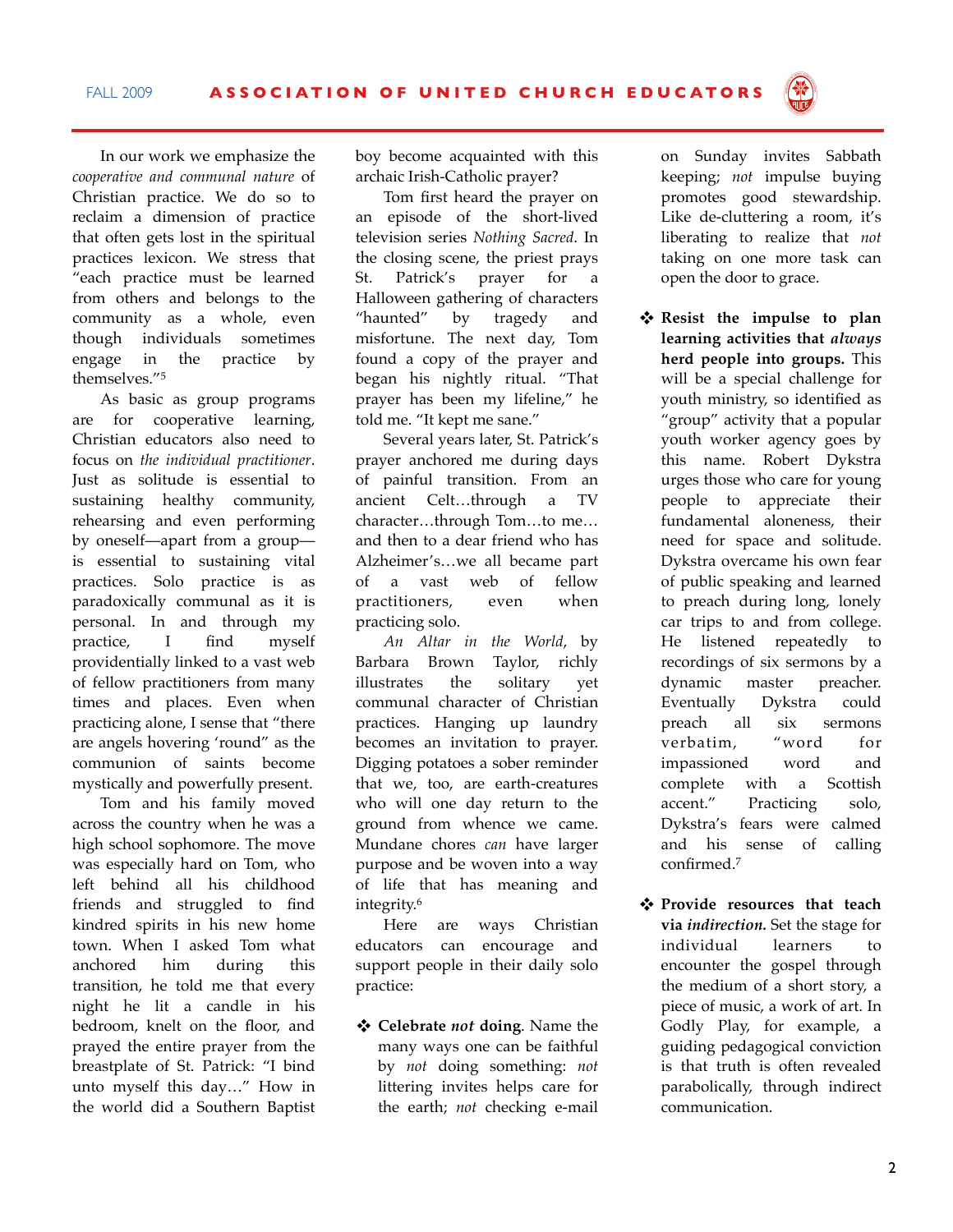In our work we emphasize the *cooperative and communal nature* of Christian practice. We do so to reclaim a dimension of practice that often gets lost in the spiritual practices lexicon. We stress that "each practice must be learned from others and belongs to the community as a whole, even though individuals sometimes engage in the practice by themselves."[5]

As basic as group programs are for cooperative learning, Christian educators also need to focus on *the individual practitioner*. Just as solitude is essential to sustaining healthy community, rehearsing and even performing by oneself—apart from a group—is essential to sustaining vital practices. Solo practice is as paradoxically communal as it is personal. In and through my practice, I find myself providentially linked to a vast web of fellow practitioners from many times and places. Even when practicing alone, I sense that "there are angels hovering 'round" as the communion of saints become mystically and powerfully present.

Tom and his family moved across the country when he was a high school sophomore. The move was especially hard on Tom, who left behind all his childhood friends and struggled to find kindred spirits in his new home town. When I asked Tom what anchored him during this transition, he told me that every night he lit a candle in his bedroom, knelt on the floor, and prayed the entire prayer from the breastplate of St. Patrick: "I bind unto myself this day…" How in the world did a Southern Baptist boy become acquainted with this archaic Irish-Catholic prayer?

Tom first heard the prayer on an episode of the short-lived television series *Nothing Sacred*. In the closing scene, the priest prays St. Patrick's prayer for a Halloween gathering of characters "haunted" by tragedy and misfortune. The next day, Tom found a copy of the prayer and began his nightly ritual. "That prayer has been my lifeline," he told me. "It kept me sane."

Several years later, St. Patrick's prayer anchored me during days of painful transition. From an ancient Celt…through a TV character…through Tom…to me…and then to a dear friend who has Alzheimer's…we all became part of a vast web of fellow practitioners, even when practicing solo.

*An Altar in the World*, by Barbara Brown Taylor, richly illustrates the solitary yet communal character of Christian practices. Hanging up laundry becomes an invitation to prayer. Digging potatoes a sober reminder that we, too, are earth-creatures who will one day return to the ground from whence we came. Mundane chores *can* have larger purpose and be woven into a way of life that has meaning and integrity.[6]

Here are ways Christian educators can encourage and support people in their daily solo practice:

- **Celebrate *not* doing**. Name the many ways one can be faithful by *not* doing something: *not* littering invites helps care for the earth; *not* checking e-mail on Sunday invites Sabbath keeping; *not* impulse buying promotes good stewardship. Like de-cluttering a room, it's liberating to realize that *not* taking on one more task can open the door to grace.

- **Resist the impulse to plan learning activities that *always* herd people into groups.** This will be a special challenge for youth ministry, so identified as "group" activity that a popular youth worker agency goes by this name. Robert Dykstra urges those who care for young people to appreciate their fundamental aloneness, their need for space and solitude. Dykstra overcame his own fear of public speaking and learned to preach during long, lonely car trips to and from college. He listened repeatedly to recordings of six sermons by a dynamic master preacher. Eventually Dykstra could preach all six sermons verbatim, "word for impassioned word and complete with a Scottish accent." Practicing solo, Dykstra's fears were calmed and his sense of calling confirmed.[7]

- **Provide resources that teach via *indirection*.** Set the stage for individual learners to encounter the gospel through the medium of a short story, a piece of music, a work of art. In Godly Play, for example, a guiding pedagogical conviction is that truth is often revealed parabolically, through indirect communication.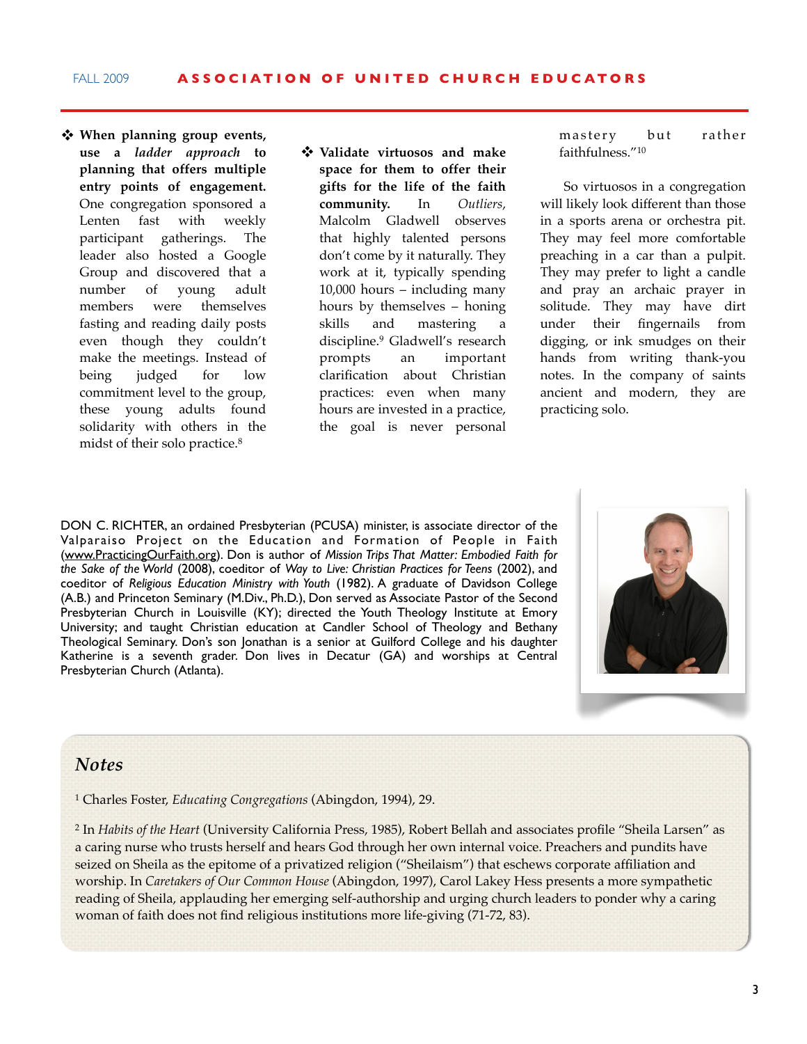- **When planning group events, use a *ladder approach* to planning that offers multiple entry points of engagement.** One congregation sponsored a Lenten fast with weekly participant gatherings. The leader also hosted a Google Group and discovered that a number of young adult members were themselves fasting and reading daily posts even though they couldn't make the meetings. Instead of being judged for low commitment level to the group, these young adults found solidarity with others in the midst of their solo practice.[8]

- **Validate virtuosos and make space for them to offer their gifts for the life of the faith community.** In *Outliers*, Malcolm Gladwell observes that highly talented persons don't come by it naturally. They work at it, typically spending 10,000 hours – including many hours by themselves – honing skills and mastering a discipline.[9] Gladwell's research prompts an important clarification about Christian practices: even when many hours are invested in a practice, the goal is never personal mastery but rather faithfulness."[10]

So virtuosos in a congregation will likely look different than those in a sports arena or orchestra pit. They may feel more comfortable preaching in a car than a pulpit. They may prefer to light a candle and pray an archaic prayer in solitude. They may have dirt under their fingernails from digging, or ink smudges on their hands from writing thank-you notes. In the company of saints ancient and modern, they are practicing solo.

DON C. RICHTER, an ordained Presbyterian (PCUSA) minister, is associate director of the Valparaiso Project on the Education and Formation of People in Faith (www.PracticingOurFaith.org). Don is author of *Mission Trips That Matter: Embodied Faith for the Sake of the World* (2008), coeditor of *Way to Live: Christian Practices for Teens* (2002), and coeditor of *Religious Education Ministry with Youth* (1982). A graduate of Davidson College (A.B.) and Princeton Seminary (M.Div., Ph.D.), Don served as Associate Pastor of the Second Presbyterian Church in Louisville (KY); directed the Youth Theology Institute at Emory University; and taught Christian education at Candler School of Theology and Bethany Theological Seminary. Don's son Jonathan is a senior at Guilford College and his daughter Katherine is a seventh grader. Don lives in Decatur (GA) and worships at Central Presbyterian Church (Atlanta).

## *Notes*

[1] Charles Foster, *Educating Congregations* (Abingdon, 1994), 29.

[2] In *Habits of the Heart* (University California Press, 1985), Robert Bellah and associates profile "Sheila Larsen" as a caring nurse who trusts herself and hears God through her own internal voice. Preachers and pundits have seized on Sheila as the epitome of a privatized religion ("Sheilaism") that eschews corporate affiliation and worship. In *Caretakers of Our Common House* (Abingdon, 1997), Carol Lakey Hess presents a more sympathetic reading of Sheila, applauding her emerging self-authorship and urging church leaders to ponder why a caring woman of faith does not find religious institutions more life-giving (71-72, 83).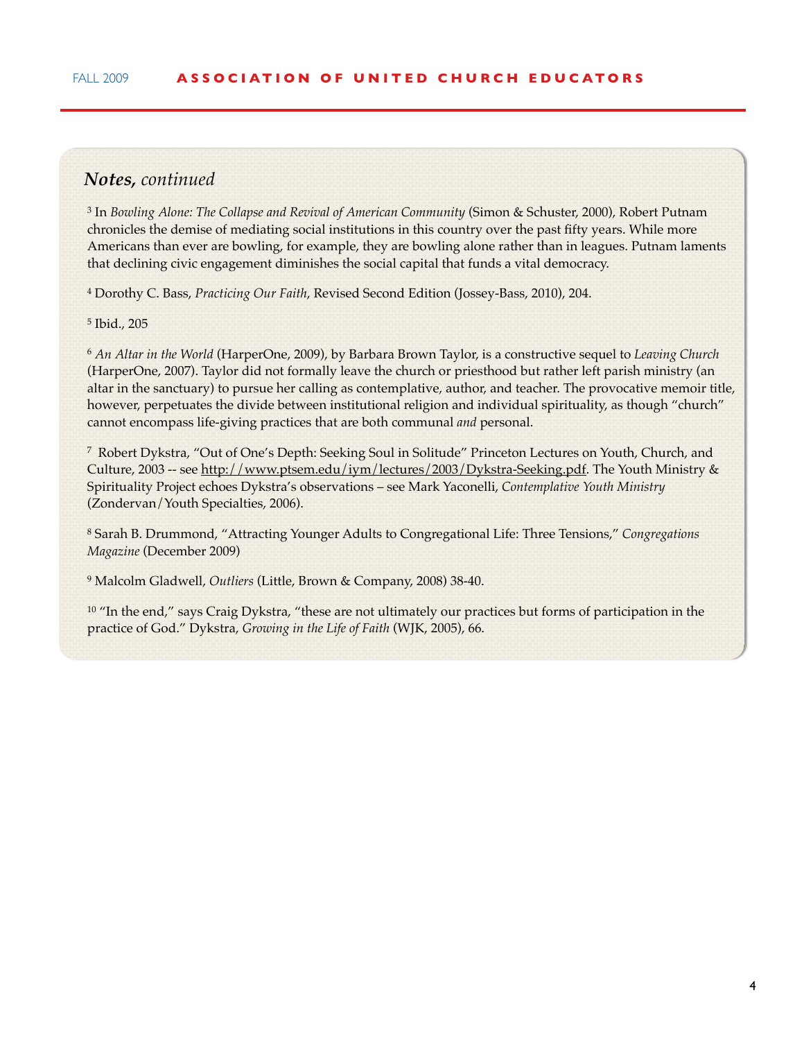## ***Notes,*** *continued*

[3] In *Bowling Alone: The Collapse and Revival of American Community* (Simon & Schuster, 2000), Robert Putnam chronicles the demise of mediating social institutions in this country over the past fifty years. While more Americans than ever are bowling, for example, they are bowling alone rather than in leagues. Putnam laments that declining civic engagement diminishes the social capital that funds a vital democracy.

[4] Dorothy C. Bass, *Practicing Our Faith*, Revised Second Edition (Jossey-Bass, 2010), 204.

[5] Ibid., 205

[6] *An Altar in the World* (HarperOne, 2009), by Barbara Brown Taylor, is a constructive sequel to *Leaving Church* (HarperOne, 2007). Taylor did not formally leave the church or priesthood but rather left parish ministry (an altar in the sanctuary) to pursue her calling as contemplative, author, and teacher. The provocative memoir title, however, perpetuates the divide between institutional religion and individual spirituality, as though "church" cannot encompass life-giving practices that are both communal *and* personal.

[7] Robert Dykstra, "Out of One's Depth: Seeking Soul in Solitude" Princeton Lectures on Youth, Church, and Culture, 2003 -- see http://www.ptsem.edu/iym/lectures/2003/Dykstra-Seeking.pdf. The Youth Ministry & Spirituality Project echoes Dykstra's observations – see Mark Yaconelli, *Contemplative Youth Ministry* (Zondervan/Youth Specialties, 2006).

[8] Sarah B. Drummond, "Attracting Younger Adults to Congregational Life: Three Tensions," *Congregations Magazine* (December 2009)

[9] Malcolm Gladwell, *Outliers* (Little, Brown & Company, 2008) 38-40.

[10] "In the end," says Craig Dykstra, "these are not ultimately our practices but forms of participation in the practice of God." Dykstra, *Growing in the Life of Faith* (WJK, 2005), 66.